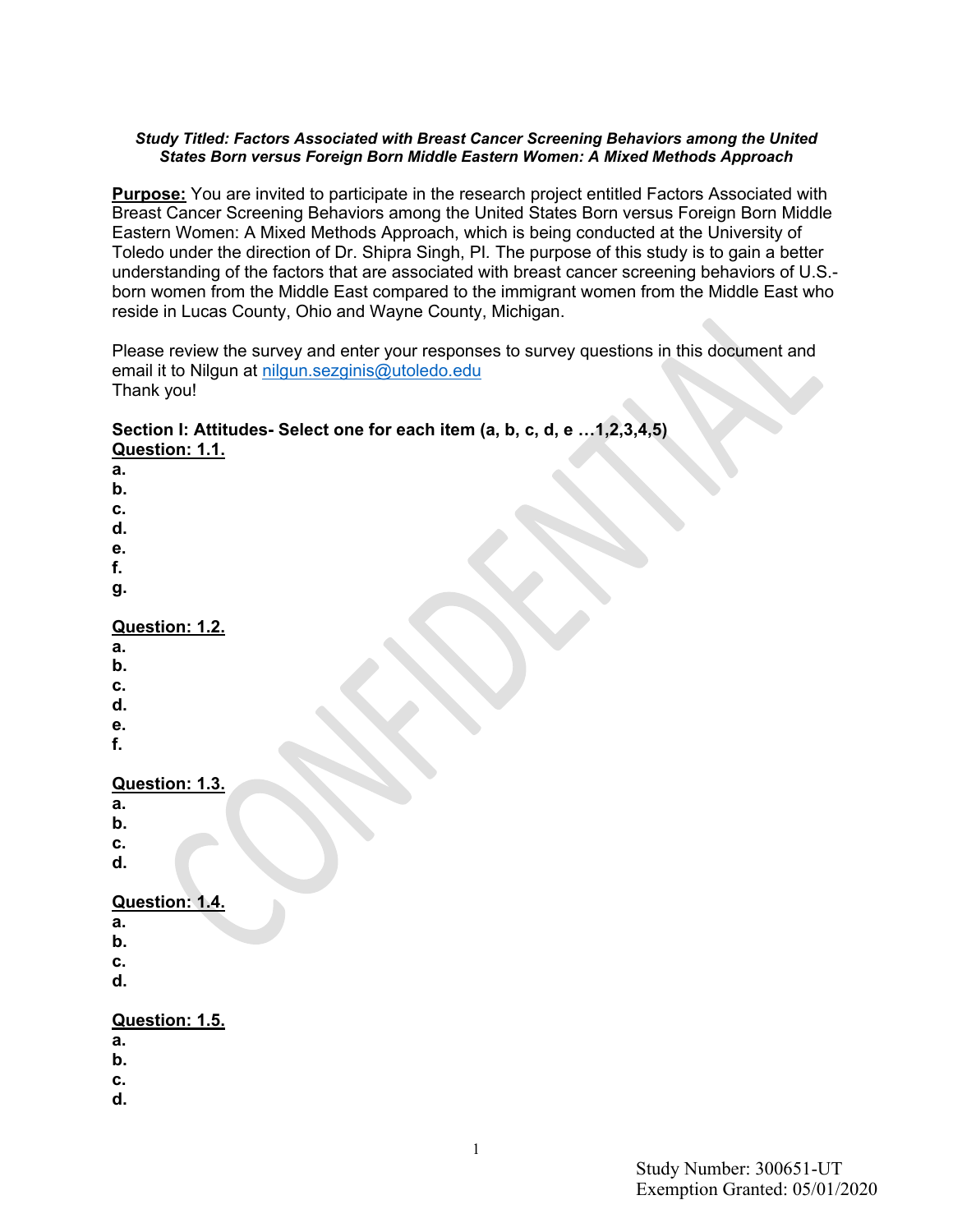***Study Titled: Factors Associated with Breast Cancer Screening Behaviors among the United States Born versus Foreign Born Middle Eastern Women: A Mixed Methods Approach***

**Purpose:** You are invited to participate in the research project entitled Factors Associated with Breast Cancer Screening Behaviors among the United States Born versus Foreign Born Middle Eastern Women: A Mixed Methods Approach, which is being conducted at the University of Toledo under the direction of Dr. Shipra Singh, PI. The purpose of this study is to gain a better understanding of the factors that are associated with breast cancer screening behaviors of U.S.-born women from the Middle East compared to the immigrant women from the Middle East who reside in Lucas County, Ohio and Wayne County, Michigan.

Please review the survey and enter your responses to survey questions in this document and email it to Nilgun at nilgun.sezginis@utoledo.edu
Thank you!

**Section I: Attitudes- Select one for each item (a, b, c, d, e …1,2,3,4,5)**

**Question: 1.1.**

**a.**
**b.**
**c.**
**d.**
**e.**
**f.**
**g.**

**Question: 1.2.**

**a.**
**b.**
**c.**
**d.**
**e.**
**f.**

**Question: 1.3.**

**a.**
**b.**
**c.**
**d.**

**Question: 1.4.**

**a.**
**b.**
**c.**
**d.**

**Question: 1.5.**

**a.**
**b.**
**c.**
**d.**

Study Number: 300651-UT
Exemption Granted: 05/01/2020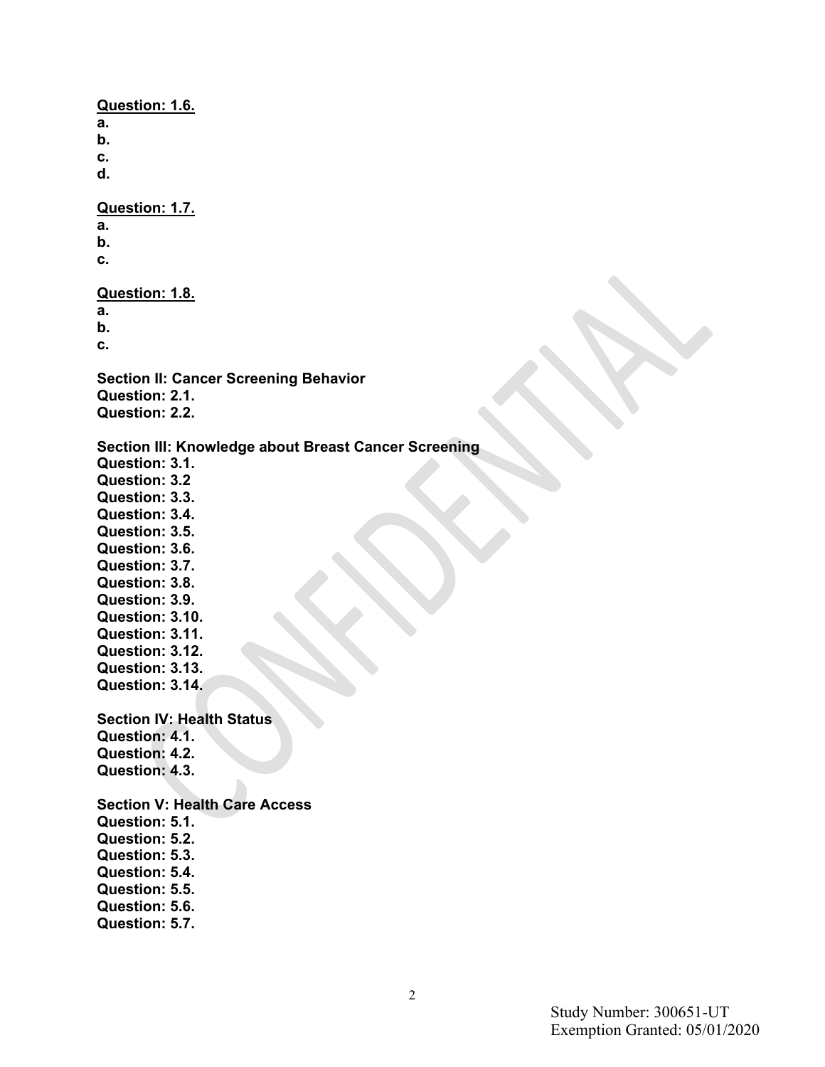**Question: 1.6.**
**a.**
**b.**
**c.**
**d.**

**Question: 1.7.**
**a.**
**b.**
**c.**

**Question: 1.8.**
**a.**
**b.**
**c.**

**Section II: Cancer Screening Behavior**
**Question: 2.1.**
**Question: 2.2.**

**Section III: Knowledge about Breast Cancer Screening**
**Question: 3.1.**
**Question: 3.2**
**Question: 3.3.**
**Question: 3.4.**
**Question: 3.5.**
**Question: 3.6.**
**Question: 3.7.**
**Question: 3.8.**
**Question: 3.9.**
**Question: 3.10.**
**Question: 3.11.**
**Question: 3.12.**
**Question: 3.13.**
**Question: 3.14.**

**Section IV: Health Status**
**Question: 4.1.**
**Question: 4.2.**
**Question: 4.3.**

**Section V: Health Care Access**
**Question: 5.1.**
**Question: 5.2.**
**Question: 5.3.**
**Question: 5.4.**
**Question: 5.5.**
**Question: 5.6.**
**Question: 5.7.**

Study Number: 300651-UT
Exemption Granted: 05/01/2020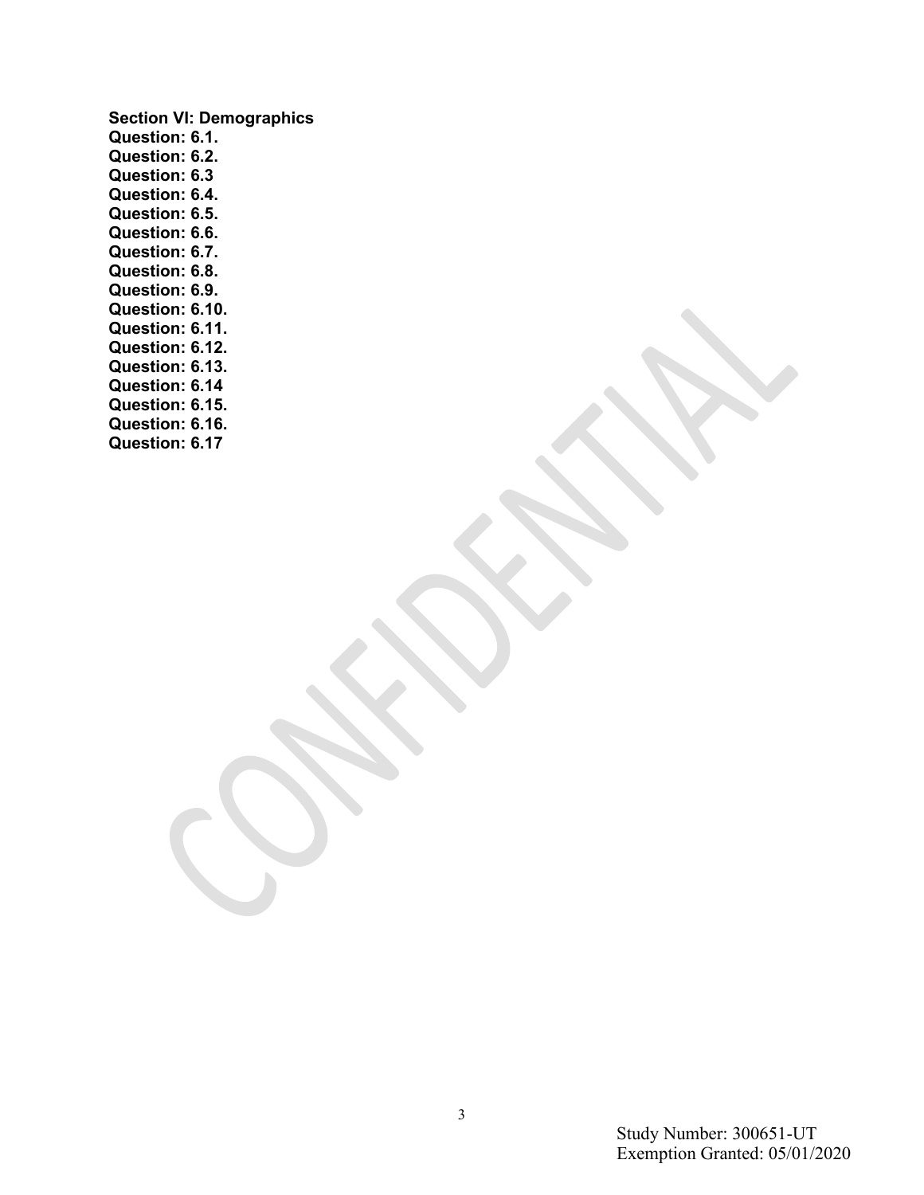**Section VI: Demographics**
**Question: 6.1.**
**Question: 6.2.**
**Question: 6.3**
**Question: 6.4.**
**Question: 6.5.**
**Question: 6.6.**
**Question: 6.7.**
**Question: 6.8.**
**Question: 6.9.**
**Question: 6.10.**
**Question: 6.11.**
**Question: 6.12.**
**Question: 6.13.**
**Question: 6.14**
**Question: 6.15.**
**Question: 6.16.**
**Question: 6.17**

Study Number: 300651-UT
Exemption Granted: 05/01/2020